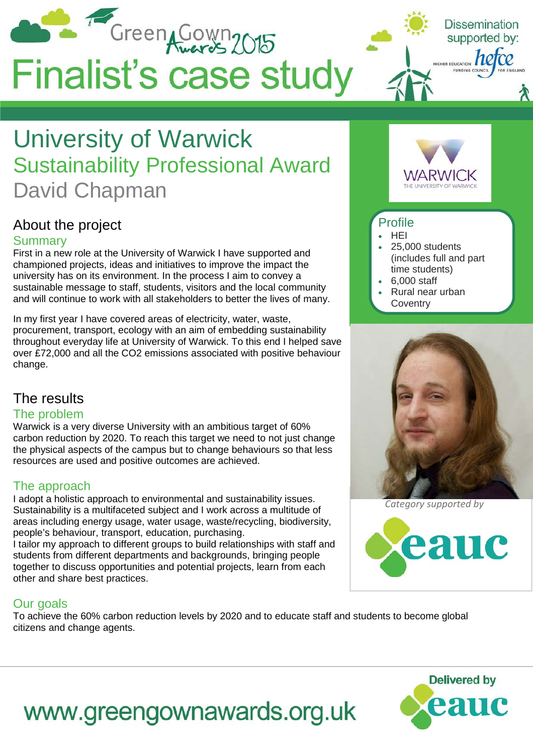Green Gown Awards 2015

# Finalist's case study

Dissemination supported by: hefce

# University of Warwick

## Sustainability Professional Award

## David Chapman

## About the project

### Summary

First in a new role at the University of Warwick I have supported and championed projects, ideas and initiatives to improve the impact the university has on its environment. In the process I aim to convey a sustainable message to staff, students, visitors and the local community and will continue to work with all stakeholders to better the lives of many.

In my first year I have covered areas of electricity, water, waste, procurement, transport, ecology with an aim of embedding sustainability throughout everyday life at University of Warwick. To this end I helped save over £72,000 and all the $CO_2$ emissions associated with positive behaviour change.

## The results

### The problem

Warwick is a very diverse University with an ambitious target of 60% carbon reduction by 2020. To reach this target we need to not just change the physical aspects of the campus but to change behaviours so that less resources are used and positive outcomes are achieved.

### The approach

I adopt a holistic approach to environmental and sustainability issues. Sustainability is a multifaceted subject and I work across a multitude of areas including energy usage, water usage, waste/recycling, biodiversity, people's behaviour, transport, education, purchasing.
I tailor my approach to different groups to build relationships with staff and students from different departments and backgrounds, bringing people together to discuss opportunities and potential projects, learn from each other and share best practices.

### Our goals

To achieve the 60% carbon reduction levels by 2020 and to educate staff and students to become global citizens and change agents.

WARWICK
THE UNIVERSITY OF WARWICK

### Profile

- HEI
- 25,000 students (includes full and part time students)
- 6,000 staff
- Rural near urban Coventry

*Category supported by* eauc

www.greengownawards.org.uk

Delivered by eauc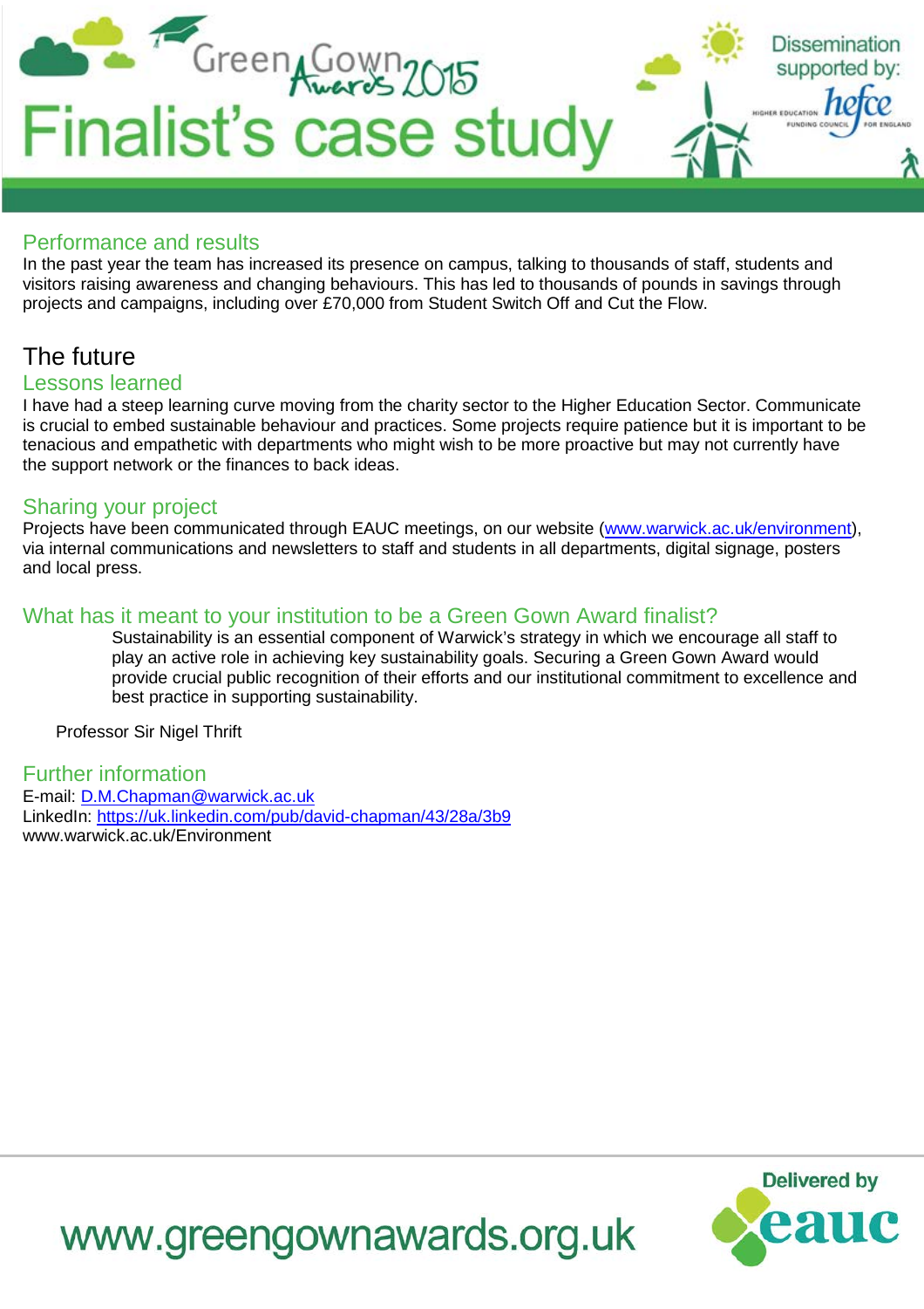## Performance and results

In the past year the team has increased its presence on campus, talking to thousands of staff, students and visitors raising awareness and changing behaviours. This has led to thousands of pounds in savings through projects and campaigns, including over £70,000 from Student Switch Off and Cut the Flow.

# The future

## Lessons learned

I have had a steep learning curve moving from the charity sector to the Higher Education Sector. Communicate is crucial to embed sustainable behaviour and practices. Some projects require patience but it is important to be tenacious and empathetic with departments who might wish to be more proactive but may not currently have the support network or the finances to back ideas.

## Sharing your project

Projects have been communicated through EAUC meetings, on our website (www.warwick.ac.uk/environment), via internal communications and newsletters to staff and students in all departments, digital signage, posters and local press.

## What has it meant to your institution to be a Green Gown Award finalist?

> Sustainability is an essential component of Warwick's strategy in which we encourage all staff to play an active role in achieving key sustainability goals. Securing a Green Gown Award would provide crucial public recognition of their efforts and our institutional commitment to excellence and best practice in supporting sustainability.

Professor Sir Nigel Thrift

## Further information

E-mail: D.M.Chapman@warwick.ac.uk
LinkedIn: https://uk.linkedin.com/pub/david-chapman/43/28a/3b9
www.warwick.ac.uk/Environment